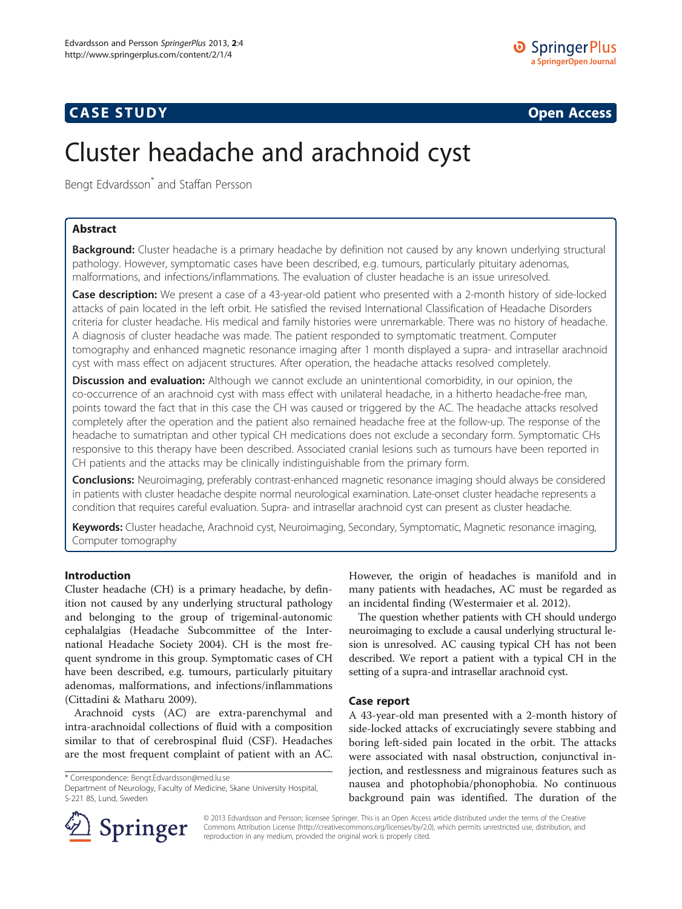CASE STUDY Open Access

# Cluster headache and arachnoid cyst

Bengt Edvardsson* and Staffan Persson

## Abstract

**Background:** Cluster headache is a primary headache by definition not caused by any known underlying structural pathology. However, symptomatic cases have been described, e.g. tumours, particularly pituitary adenomas, malformations, and infections/inflammations. The evaluation of cluster headache is an issue unresolved.

**Case description:** We present a case of a 43-year-old patient who presented with a 2-month history of side-locked attacks of pain located in the left orbit. He satisfied the revised International Classification of Headache Disorders criteria for cluster headache. His medical and family histories were unremarkable. There was no history of headache. A diagnosis of cluster headache was made. The patient responded to symptomatic treatment. Computer tomography and enhanced magnetic resonance imaging after 1 month displayed a supra- and intrasellar arachnoid cyst with mass effect on adjacent structures. After operation, the headache attacks resolved completely.

**Discussion and evaluation:** Although we cannot exclude an unintentional comorbidity, in our opinion, the co-occurrence of an arachnoid cyst with mass effect with unilateral headache, in a hitherto headache-free man, points toward the fact that in this case the CH was caused or triggered by the AC. The headache attacks resolved completely after the operation and the patient also remained headache free at the follow-up. The response of the headache to sumatriptan and other typical CH medications does not exclude a secondary form. Symptomatic CHs responsive to this therapy have been described. Associated cranial lesions such as tumours have been reported in CH patients and the attacks may be clinically indistinguishable from the primary form.

**Conclusions:** Neuroimaging, preferably contrast-enhanced magnetic resonance imaging should always be considered in patients with cluster headache despite normal neurological examination. Late-onset cluster headache represents a condition that requires careful evaluation. Supra- and intrasellar arachnoid cyst can present as cluster headache.

**Keywords:** Cluster headache, Arachnoid cyst, Neuroimaging, Secondary, Symptomatic, Magnetic resonance imaging, Computer tomography

## Introduction

Cluster headache (CH) is a primary headache, by definition not caused by any underlying structural pathology and belonging to the group of trigeminal-autonomic cephalalgias (Headache Subcommittee of the International Headache Society 2004). CH is the most frequent syndrome in this group. Symptomatic cases of CH have been described, e.g. tumours, particularly pituitary adenomas, malformations, and infections/inflammations (Cittadini & Matharu 2009).

Arachnoid cysts (AC) are extra-parenchymal and intra-arachnoidal collections of fluid with a composition similar to that of cerebrospinal fluid (CSF). Headaches are the most frequent complaint of patient with an AC. However, the origin of headaches is manifold and in many patients with headaches, AC must be regarded as an incidental finding (Westermaier et al. 2012).

The question whether patients with CH should undergo neuroimaging to exclude a causal underlying structural lesion is unresolved. AC causing typical CH has not been described. We report a patient with a typical CH in the setting of a supra-and intrasellar arachnoid cyst.

## Case report

A 43-year-old man presented with a 2-month history of side-locked attacks of excruciatingly severe stabbing and boring left-sided pain located in the orbit. The attacks were associated with nasal obstruction, conjunctival injection, and restlessness and migrainous features such as nausea and photophobia/phonophobia. No continuous background pain was identified. The duration of the

* Correspondence: Bengt.Edvardsson@med.lu.se
Department of Neurology, Faculty of Medicine, Skane University Hospital, S-221 85, Lund, Sweden

© 2013 Edvardsson and Persson; licensee Springer. This is an Open Access article distributed under the terms of the Creative Commons Attribution License (http://creativecommons.org/licenses/by/2.0), which permits unrestricted use, distribution, and reproduction in any medium, provided the original work is properly cited.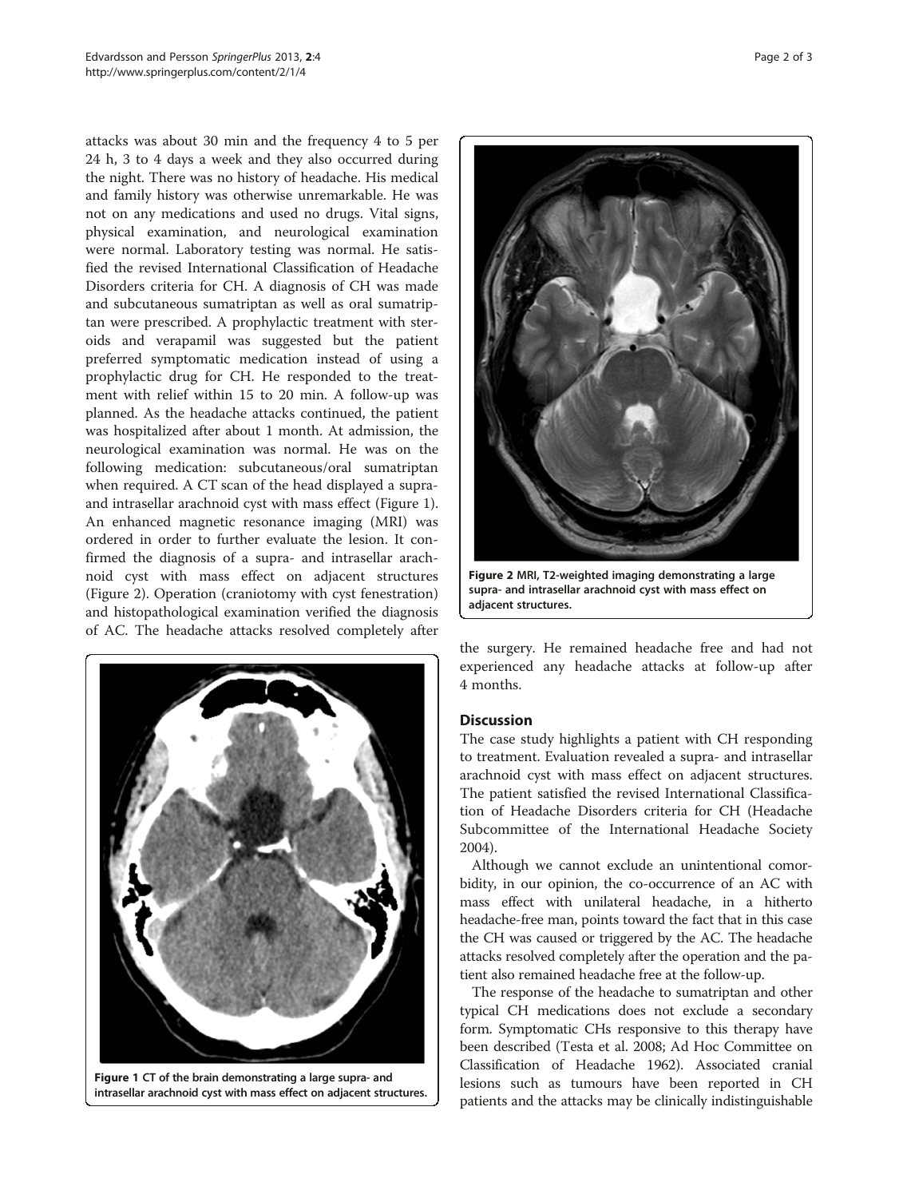attacks was about 30 min and the frequency 4 to 5 per 24 h, 3 to 4 days a week and they also occurred during the night. There was no history of headache. His medical and family history was otherwise unremarkable. He was not on any medications and used no drugs. Vital signs, physical examination, and neurological examination were normal. Laboratory testing was normal. He satisfied the revised International Classification of Headache Disorders criteria for CH. A diagnosis of CH was made and subcutaneous sumatriptan as well as oral sumatriptan were prescribed. A prophylactic treatment with steroids and verapamil was suggested but the patient preferred symptomatic medication instead of using a prophylactic drug for CH. He responded to the treatment with relief within 15 to 20 min. A follow-up was planned. As the headache attacks continued, the patient was hospitalized after about 1 month. At admission, the neurological examination was normal. He was on the following medication: subcutaneous/oral sumatriptan when required. A CT scan of the head displayed a supra- and intrasellar arachnoid cyst with mass effect (Figure 1). An enhanced magnetic resonance imaging (MRI) was ordered in order to further evaluate the lesion. It confirmed the diagnosis of a supra- and intrasellar arachnoid cyst with mass effect on adjacent structures (Figure 2). Operation (craniotomy with cyst fenestration) and histopathological examination verified the diagnosis of AC. The headache attacks resolved completely after the surgery. He remained headache free and had not experienced any headache attacks at follow-up after 4 months.

**Figure 1** CT of the brain demonstrating a large supra- and intrasellar arachnoid cyst with mass effect on adjacent structures.

**Figure 2** MRI, T2-weighted imaging demonstrating a large supra- and intrasellar arachnoid cyst with mass effect on adjacent structures.

## Discussion

The case study highlights a patient with CH responding to treatment. Evaluation revealed a supra- and intrasellar arachnoid cyst with mass effect on adjacent structures. The patient satisfied the revised International Classification of Headache Disorders criteria for CH (Headache Subcommittee of the International Headache Society 2004).

Although we cannot exclude an unintentional comorbidity, in our opinion, the co-occurrence of an AC with mass effect with unilateral headache, in a hitherto headache-free man, points toward the fact that in this case the CH was caused or triggered by the AC. The headache attacks resolved completely after the operation and the patient also remained headache free at the follow-up.

The response of the headache to sumatriptan and other typical CH medications does not exclude a secondary form. Symptomatic CHs responsive to this therapy have been described (Testa et al. 2008; Ad Hoc Committee on Classification of Headache 1962). Associated cranial lesions such as tumours have been reported in CH patients and the attacks may be clinically indistinguishable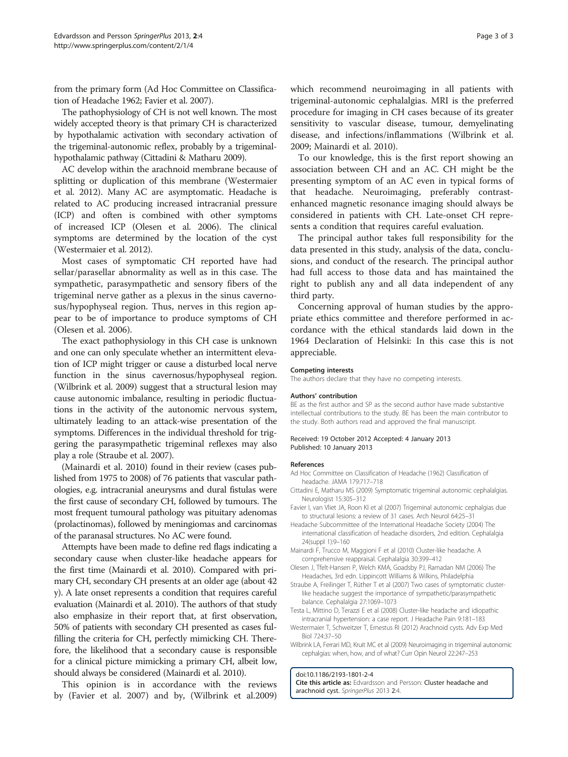from the primary form (Ad Hoc Committee on Classification of Headache 1962; Favier et al. 2007).

The pathophysiology of CH is not well known. The most widely accepted theory is that primary CH is characterized by hypothalamic activation with secondary activation of the trigeminal-autonomic reflex, probably by a trigeminal-hypothalamic pathway (Cittadini & Matharu 2009).

AC develop within the arachnoid membrane because of splitting or duplication of this membrane (Westermaier et al. 2012). Many AC are asymptomatic. Headache is related to AC producing increased intracranial pressure (ICP) and often is combined with other symptoms of increased ICP (Olesen et al. 2006). The clinical symptoms are determined by the location of the cyst (Westermaier et al. 2012).

Most cases of symptomatic CH reported have had sellar/parasellar abnormality as well as in this case. The sympathetic, parasympathetic and sensory fibers of the trigeminal nerve gather as a plexus in the sinus cavernosus/hypophyseal region. Thus, nerves in this region appear to be of importance to produce symptoms of CH (Olesen et al. 2006).

The exact pathophysiology in this CH case is unknown and one can only speculate whether an intermittent elevation of ICP might trigger or cause a disturbed local nerve function in the sinus cavernosus/hypophyseal region. (Wilbrink et al. 2009) suggest that a structural lesion may cause autonomic imbalance, resulting in periodic fluctuations in the activity of the autonomic nervous system, ultimately leading to an attack-wise presentation of the symptoms. Differences in the individual threshold for triggering the parasympathetic trigeminal reflexes may also play a role (Straube et al. 2007).

(Mainardi et al. 2010) found in their review (cases published from 1975 to 2008) of 76 patients that vascular pathologies, e.g. intracranial aneurysms and dural fistulas were the first cause of secondary CH, followed by tumours. The most frequent tumoural pathology was pituitary adenomas (prolactinomas), followed by meningiomas and carcinomas of the paranasal structures. No AC were found.

Attempts have been made to define red flags indicating a secondary cause when cluster-like headache appears for the first time (Mainardi et al. 2010). Compared with primary CH, secondary CH presents at an older age (about 42 y). A late onset represents a condition that requires careful evaluation (Mainardi et al. 2010). The authors of that study also emphasize in their report that, at first observation, 50% of patients with secondary CH presented as cases fulfilling the criteria for CH, perfectly mimicking CH. Therefore, the likelihood that a secondary cause is responsible for a clinical picture mimicking a primary CH, albeit low, should always be considered (Mainardi et al. 2010).

This opinion is in accordance with the reviews by (Favier et al. 2007) and by, (Wilbrink et al.2009) which recommend neuroimaging in all patients with trigeminal-autonomic cephalalgias. MRI is the preferred procedure for imaging in CH cases because of its greater sensitivity to vascular disease, tumour, demyelinating disease, and infections/inflammations (Wilbrink et al. 2009; Mainardi et al. 2010).

To our knowledge, this is the first report showing an association between CH and an AC. CH might be the presenting symptom of an AC even in typical forms of that headache. Neuroimaging, preferably contrast-enhanced magnetic resonance imaging should always be considered in patients with CH. Late-onset CH represents a condition that requires careful evaluation.

The principal author takes full responsibility for the data presented in this study, analysis of the data, conclusions, and conduct of the research. The principal author had full access to those data and has maintained the right to publish any and all data independent of any third party.

Concerning approval of human studies by the appropriate ethics committee and therefore performed in accordance with the ethical standards laid down in the 1964 Declaration of Helsinki: In this case this is not appreciable.

#### Competing interests
The authors declare that they have no competing interests.

#### Authors' contribution
BE as the first author and SP as the second author have made substantive intellectual contributions to the study. BE has been the main contributor to the study. Both authors read and approved the final manuscript.

Received: 19 October 2012 Accepted: 4 January 2013
Published: 10 January 2013

#### References
- Ad Hoc Committee on Classification of Headache (1962) Classification of headache. JAMA 179:717–718
- Cittadini E, Matharu MS (2009) Symptomatic trigeminal autonomic cephalalgias. Neurologist 15:305–312
- Favier I, van Vliet JA, Roon KI et al (2007) Trigeminal autonomic cephalgias due to structural lesions: a review of 31 cases. Arch Neurol 64:25–31
- Headache Subcommittee of the International Headache Society (2004) The international classification of headache disorders, 2nd edition. Cephalalgia 24(suppl 1):9–160
- Mainardi F, Trucco M, Maggioni F et al (2010) Cluster-like headache. A comprehensive reappraisal. Cephalalgia 30:399–412
- Olesen J, Tfelt-Hansen P, Welch KMA, Goadsby PJ, Ramadan NM (2006) The Headaches, 3rd edn. Lippincott Williams & Wilkins, Philadelphia
- Straube A, Freilinger T, Rüther T et al (2007) Two cases of symptomatic cluster-like headache suggest the importance of sympathetic/parasympathetic balance. Cephalalgia 27:1069–1073
- Testa L, Mittino D, Terazzi E et al (2008) Cluster-like headache and idiopathic intracranial hypertension: a case report. J Headache Pain 9:181–183
- Westermaier T, Schweitzer T, Ernestus RI (2012) Arachnoid cysts. Adv Exp Med Biol 724:37–50
- Wilbrink LA, Ferrari MD, Kruit MC et al (2009) Neuroimaging in trigeminal autonomic cephalgias: when, how, and of what? Curr Opin Neurol 22:247–253

doi:10.1186/2193-1801-2-4
**Cite this article as:** Edvardsson and Persson: **Cluster headache and arachnoid cyst.** *SpringerPlus* 2013 **2**:4.